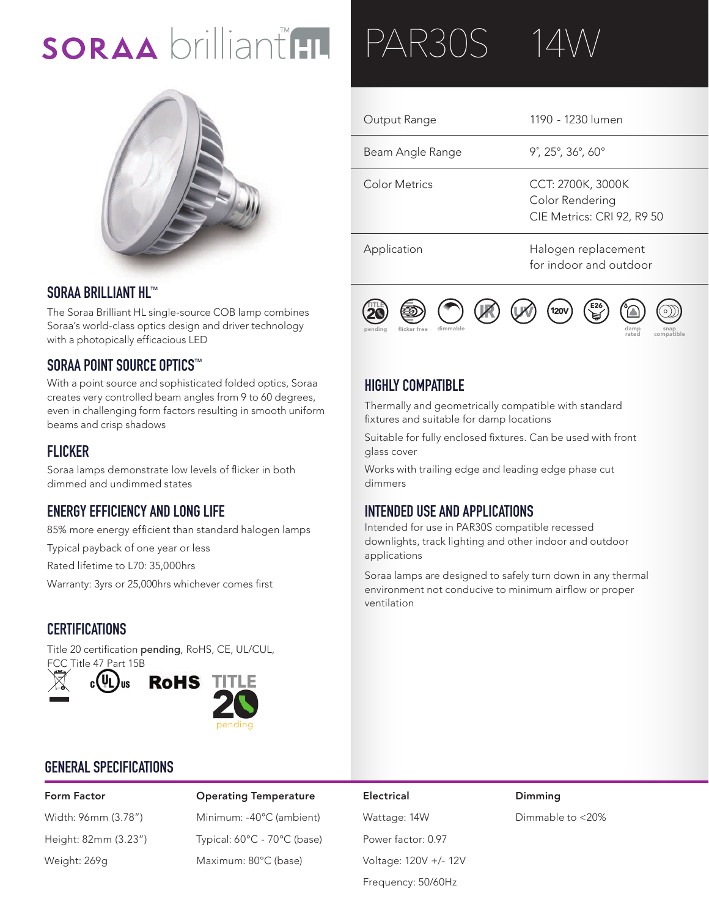# SORAA brilliant™ HL — PAR30S 14W

| | |
|---|---|
| Output Range | 1190 - 1230 lumen |
| Beam Angle Range | 9˚, 25°, 36°, 60° |
| Color Metrics | CCT: 2700K, 3000K<br>Color Rendering<br>CIE Metrics: CRI 92, R9 50 |
| Application | Halogen replacement for indoor and outdoor |

pending · flicker free · dimmable · 120V · E26 · damp rated · snap compatible

## SORAA BRILLIANT HL™

The Soraa Brilliant HL single-source COB lamp combines Soraa's world-class optics design and driver technology with a photopically efficacious LED

## SORAA POINT SOURCE OPTICS™

With a point source and sophisticated folded optics, Soraa creates very controlled beam angles from 9 to 60 degrees, even in challenging form factors resulting in smooth uniform beams and crisp shadows

## FLICKER

Soraa lamps demonstrate low levels of flicker in both dimmed and undimmed states

## ENERGY EFFICIENCY AND LONG LIFE

85% more energy efficient than standard halogen lamps

Typical payback of one year or less

Rated lifetime to L70: 35,000hrs

Warranty: 3yrs or 25,000hrs whichever comes first

## CERTIFICATIONS

Title 20 certification **pending**, RoHS, CE, UL/CUL, FCC Title 47 Part 15B

## HIGHLY COMPATIBLE

Thermally and geometrically compatible with standard fixtures and suitable for damp locations

Suitable for fully enclosed fixtures. Can be used with front glass cover

Works with trailing edge and leading edge phase cut dimmers

## INTENDED USE AND APPLICATIONS

Intended for use in PAR30S compatible recessed downlights, track lighting and other indoor and outdoor applications

Soraa lamps are designed to safely turn down in any thermal environment not conducive to minimum airflow or proper ventilation

## GENERAL SPECIFICATIONS

| Form Factor | Operating Temperature | Electrical | Dimming |
|---|---|---|---|
| Width: 96mm (3.78") | Minimum: -40°C (ambient) | Wattage: 14W | Dimmable to <20% |
| Height: 82mm (3.23") | Typical: 60°C - 70°C (base) | Power factor: 0.97 | |
| Weight: 269g | Maximum: 80°C (base) | Voltage: 120V +/- 12V | |
| | | Frequency: 50/60Hz | |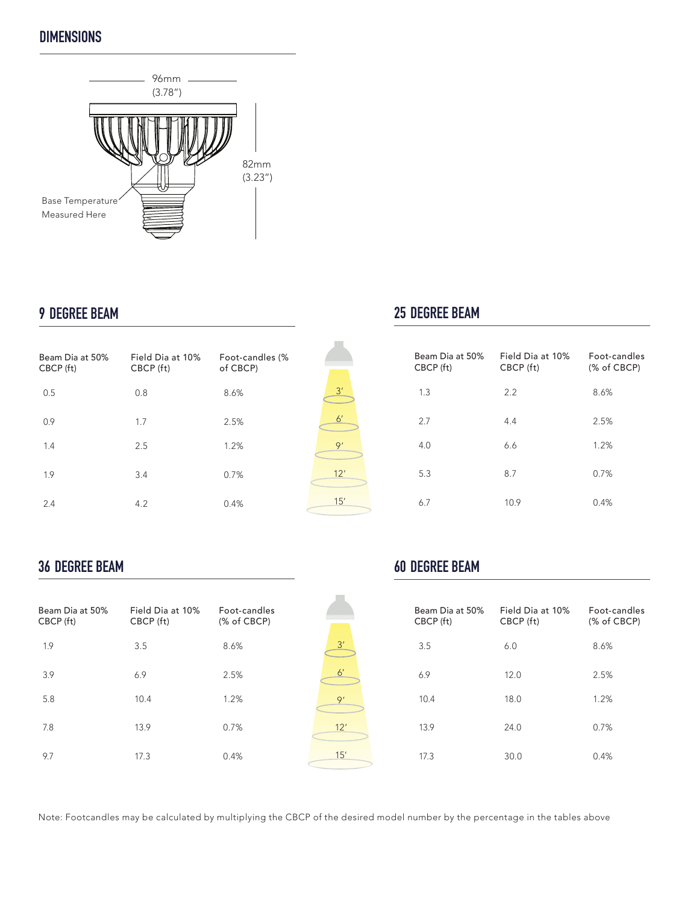## DIMENSIONS

96mm (3.78")

82mm (3.23")

Base Temperature Measured Here

## 9 DEGREE BEAM

| Beam Dia at 50% CBCP (ft) | Field Dia at 10% CBCP (ft) | Foot-candles (% of CBCP) | |
|---|---|---|---|
| 0.5 | 0.8 | 8.6% | 3′ |
| 0.9 | 1.7 | 2.5% | 6′ |
| 1.4 | 2.5 | 1.2% | 9′ |
| 1.9 | 3.4 | 0.7% | 12′ |
| 2.4 | 4.2 | 0.4% | 15′ |

## 25 DEGREE BEAM

| Beam Dia at 50% CBCP (ft) | Field Dia at 10% CBCP (ft) | Foot-candles (% of CBCP) |
|---|---|---|
| 1.3 | 2.2 | 8.6% |
| 2.7 | 4.4 | 2.5% |
| 4.0 | 6.6 | 1.2% |
| 5.3 | 8.7 | 0.7% |
| 6.7 | 10.9 | 0.4% |

## 36 DEGREE BEAM

| Beam Dia at 50% CBCP (ft) | Field Dia at 10% CBCP (ft) | Foot-candles (% of CBCP) | |
|---|---|---|---|
| 1.9 | 3.5 | 8.6% | 3′ |
| 3.9 | 6.9 | 2.5% | 6′ |
| 5.8 | 10.4 | 1.2% | 9′ |
| 7.8 | 13.9 | 0.7% | 12′ |
| 9.7 | 17.3 | 0.4% | 15′ |

## 60 DEGREE BEAM

| Beam Dia at 50% CBCP (ft) | Field Dia at 10% CBCP (ft) | Foot-candles (% of CBCP) |
|---|---|---|
| 3.5 | 6.0 | 8.6% |
| 6.9 | 12.0 | 2.5% |
| 10.4 | 18.0 | 1.2% |
| 13.9 | 24.0 | 0.7% |
| 17.3 | 30.0 | 0.4% |

Note: Footcandles may be calculated by multiplying the CBCP of the desired model number by the percentage in the tables above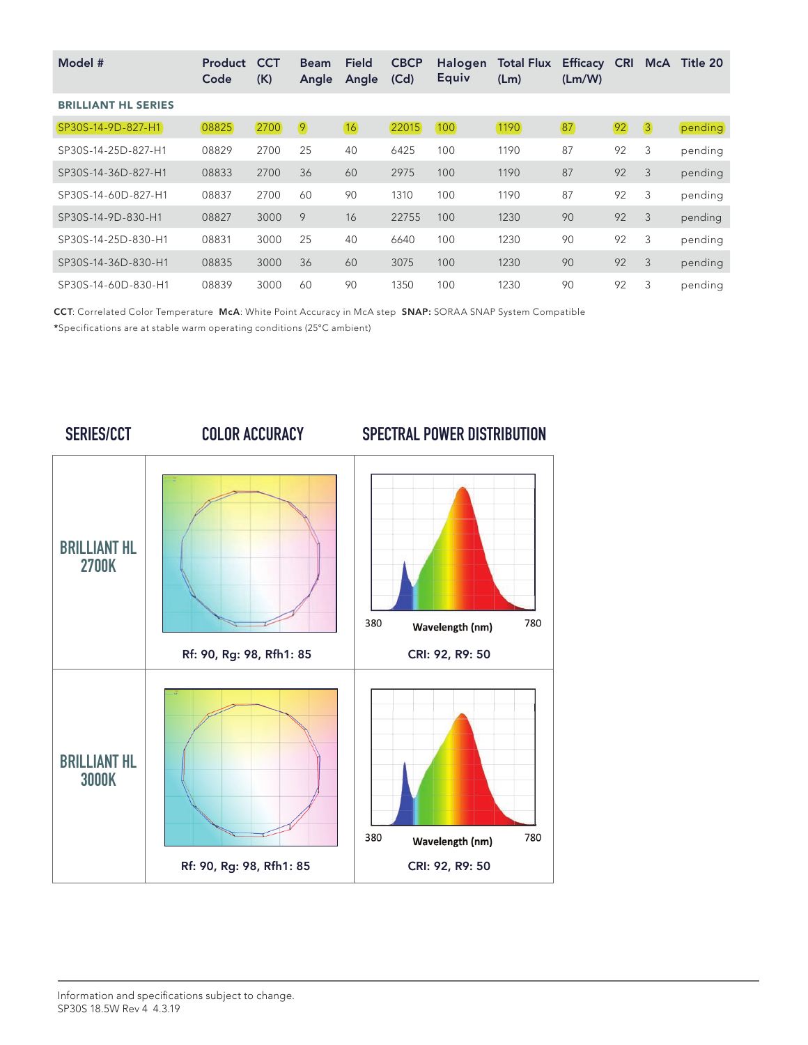| Model # | Product Code | CCT (K) | Beam Angle | Field Angle | CBCP (Cd) | Halogen Equiv | Total Flux (Lm) | Efficacy (Lm/W) | CRI | McA | Title 20 |
|---|---|---|---|---|---|---|---|---|---|---|---|
| **BRILLIANT HL SERIES** | | | | | | | | | | | |
| SP30S-14-9D-827-H1 | 08825 | 2700 | 9 | 16 | 22015 | 100 | 1190 | 87 | 92 | 3 | pending |
| SP30S-14-25D-827-H1 | 08829 | 2700 | 25 | 40 | 6425 | 100 | 1190 | 87 | 92 | 3 | pending |
| SP30S-14-36D-827-H1 | 08833 | 2700 | 36 | 60 | 2975 | 100 | 1190 | 87 | 92 | 3 | pending |
| SP30S-14-60D-827-H1 | 08837 | 2700 | 60 | 90 | 1310 | 100 | 1190 | 87 | 92 | 3 | pending |
| SP30S-14-9D-830-H1 | 08827 | 3000 | 9 | 16 | 22755 | 100 | 1230 | 90 | 92 | 3 | pending |
| SP30S-14-25D-830-H1 | 08831 | 3000 | 25 | 40 | 6640 | 100 | 1230 | 90 | 92 | 3 | pending |
| SP30S-14-36D-830-H1 | 08835 | 3000 | 36 | 60 | 3075 | 100 | 1230 | 90 | 92 | 3 | pending |
| SP30S-14-60D-830-H1 | 08839 | 3000 | 60 | 90 | 1350 | 100 | 1230 | 90 | 92 | 3 | pending |

**CCT**: Correlated Color Temperature **McA**: White Point Accuracy in McA step **SNAP:** SORAA SNAP System Compatible

*Specifications are at stable warm operating conditions (25°C ambient)

## SERIES/CCT | COLOR ACCURACY | SPECTRAL POWER DISTRIBUTION

**BRILLIANT HL 2700K**

Rf: 90, Rg: 98, Rfh1: 85

380 Wavelength (nm) 780

CRI: 92, R9: 50

**BRILLIANT HL 3000K**

Rf: 90, Rg: 98, Rfh1: 85

380 Wavelength (nm) 780

CRI: 92, R9: 50

Information and specifications subject to change.
SP30S 18.5W Rev 4 4.3.19